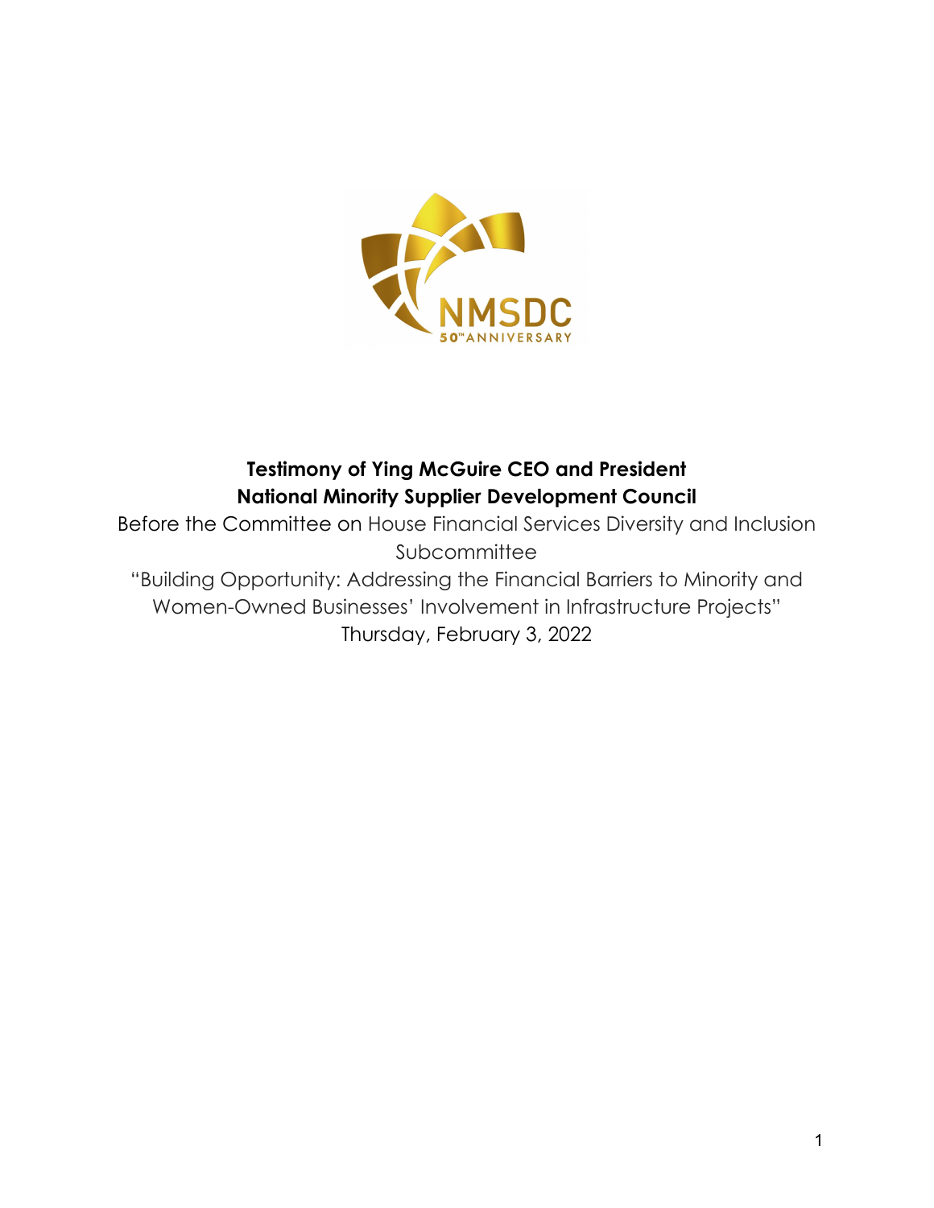**Testimony of Ying McGuire CEO and President**
**National Minority Supplier Development Council**

Before the Committee on House Financial Services Diversity and Inclusion Subcommittee

"Building Opportunity: Addressing the Financial Barriers to Minority and Women-Owned Businesses' Involvement in Infrastructure Projects"

Thursday, February 3, 2022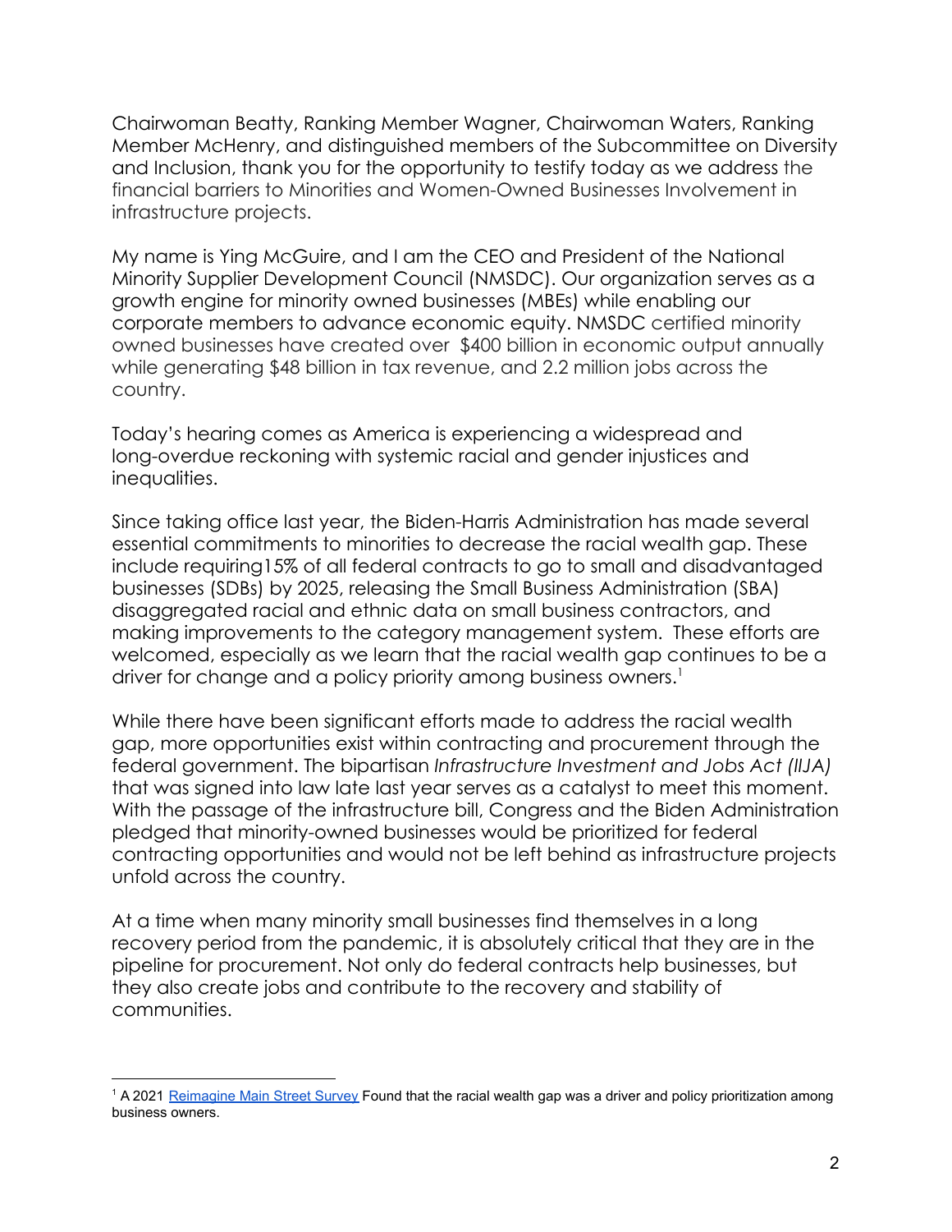Chairwoman Beatty, Ranking Member Wagner, Chairwoman Waters, Ranking Member McHenry, and distinguished members of the Subcommittee on Diversity and Inclusion, thank you for the opportunity to testify today as we address the financial barriers to Minorities and Women-Owned Businesses Involvement in infrastructure projects.

My name is Ying McGuire, and I am the CEO and President of the National Minority Supplier Development Council (NMSDC). Our organization serves as a growth engine for minority owned businesses (MBEs) while enabling our corporate members to advance economic equity. NMSDC certified minority owned businesses have created over  $400 billion in economic output annually while generating $48 billion in tax revenue, and 2.2 million jobs across the country.

Today's hearing comes as America is experiencing a widespread and long-overdue reckoning with systemic racial and gender injustices and inequalities.

Since taking office last year, the Biden-Harris Administration has made several essential commitments to minorities to decrease the racial wealth gap. These include requiring15% of all federal contracts to go to small and disadvantaged businesses (SDBs) by 2025, releasing the Small Business Administration (SBA) disaggregated racial and ethnic data on small business contractors, and making improvements to the category management system.  These efforts are welcomed, especially as we learn that the racial wealth gap continues to be a driver for change and a policy priority among business owners.[1]

While there have been significant efforts made to address the racial wealth gap, more opportunities exist within contracting and procurement through the federal government. The bipartisan *Infrastructure Investment and Jobs Act (IIJA)* that was signed into law late last year serves as a catalyst to meet this moment. With the passage of the infrastructure bill, Congress and the Biden Administration pledged that minority-owned businesses would be prioritized for federal contracting opportunities and would not be left behind as infrastructure projects unfold across the country.

At a time when many minority small businesses find themselves in a long recovery period from the pandemic, it is absolutely critical that they are in the pipeline for procurement. Not only do federal contracts help businesses, but they also create jobs and contribute to the recovery and stability of communities.

---

[1] A 2021 Reimagine Main Street Survey Found that the racial wealth gap was a driver and policy prioritization among business owners.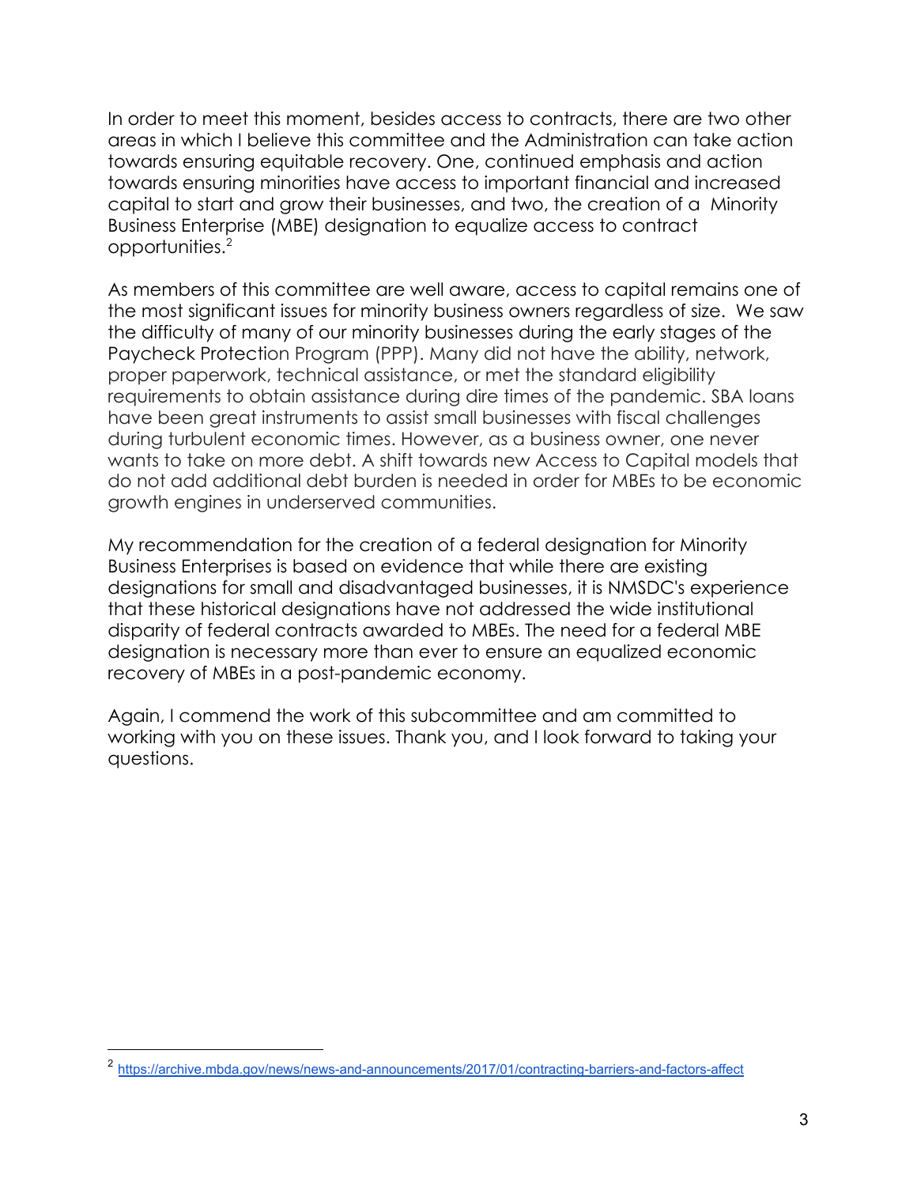In order to meet this moment, besides access to contracts, there are two other areas in which I believe this committee and the Administration can take action towards ensuring equitable recovery. One, continued emphasis and action towards ensuring minorities have access to important financial and increased capital to start and grow their businesses, and two, the creation of a Minority Business Enterprise (MBE) designation to equalize access to contract opportunities.[2]

As members of this committee are well aware, access to capital remains one of the most significant issues for minority business owners regardless of size. We saw the difficulty of many of our minority businesses during the early stages of the Paycheck Protection Program (PPP). Many did not have the ability, network, proper paperwork, technical assistance, or met the standard eligibility requirements to obtain assistance during dire times of the pandemic. SBA loans have been great instruments to assist small businesses with fiscal challenges during turbulent economic times. However, as a business owner, one never wants to take on more debt. A shift towards new Access to Capital models that do not add additional debt burden is needed in order for MBEs to be economic growth engines in underserved communities.

My recommendation for the creation of a federal designation for Minority Business Enterprises is based on evidence that while there are existing designations for small and disadvantaged businesses, it is NMSDC's experience that these historical designations have not addressed the wide institutional disparity of federal contracts awarded to MBEs. The need for a federal MBE designation is necessary more than ever to ensure an equalized economic recovery of MBEs in a post-pandemic economy.

Again, I commend the work of this subcommittee and am committed to working with you on these issues. Thank you, and I look forward to taking your questions.

---

[2] https://archive.mbda.gov/news/news-and-announcements/2017/01/contracting-barriers-and-factors-affect